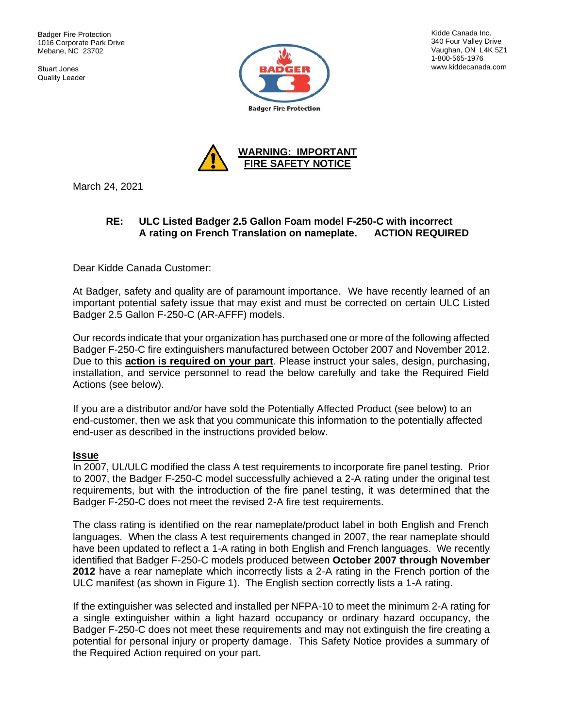Badger Fire Protection
1016 Corporate Park Drive
Mebane, NC 23702

Stuart Jones
Quality Leader

Kidde Canada Inc.
340 Four Valley Drive
Vaughan, ON L4K 5Z1
1-800-565-1976
www.kiddecanada.com

Badger Fire Protection

**WARNING: IMPORTANT FIRE SAFETY NOTICE**

March 24, 2021

**RE: ULC Listed Badger 2.5 Gallon Foam model F-250-C with incorrect A rating on French Translation on nameplate. ACTION REQUIRED**

Dear Kidde Canada Customer:

At Badger, safety and quality are of paramount importance. We have recently learned of an important potential safety issue that may exist and must be corrected on certain ULC Listed Badger 2.5 Gallon F-250-C (AR-AFFF) models.

Our records indicate that your organization has purchased one or more of the following affected Badger F-250-C fire extinguishers manufactured between October 2007 and November 2012. Due to this **action is required on your part**. Please instruct your sales, design, purchasing, installation, and service personnel to read the below carefully and take the Required Field Actions (see below).

If you are a distributor and/or have sold the Potentially Affected Product (see below) to an end-customer, then we ask that you communicate this information to the potentially affected end-user as described in the instructions provided below.

## Issue

In 2007, UL/ULC modified the class A test requirements to incorporate fire panel testing. Prior to 2007, the Badger F-250-C model successfully achieved a 2-A rating under the original test requirements, but with the introduction of the fire panel testing, it was determined that the Badger F-250-C does not meet the revised 2-A fire test requirements.

The class rating is identified on the rear nameplate/product label in both English and French languages. When the class A test requirements changed in 2007, the rear nameplate should have been updated to reflect a 1-A rating in both English and French languages. We recently identified that Badger F-250-C models produced between **October 2007 through November 2012** have a rear nameplate which incorrectly lists a 2-A rating in the French portion of the ULC manifest (as shown in Figure 1). The English section correctly lists a 1-A rating.

If the extinguisher was selected and installed per NFPA-10 to meet the minimum 2-A rating for a single extinguisher within a light hazard occupancy or ordinary hazard occupancy, the Badger F-250-C does not meet these requirements and may not extinguish the fire creating a potential for personal injury or property damage. This Safety Notice provides a summary of the Required Action required on your part.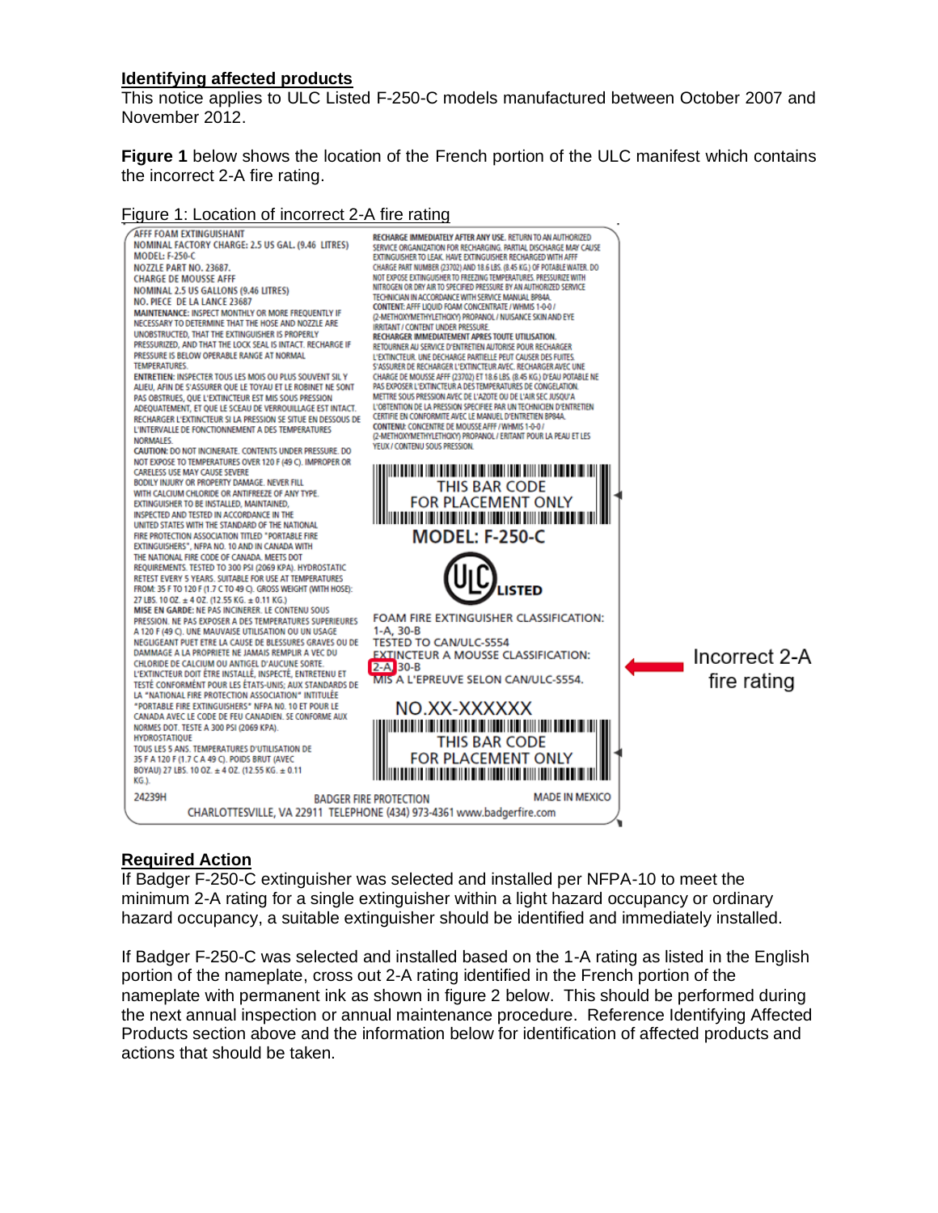## Identifying affected products

This notice applies to ULC Listed F-250-C models manufactured between October 2007 and November 2012.

**Figure 1** below shows the location of the French portion of the ULC manifest which contains the incorrect 2-A fire rating.

Figure 1: Location of incorrect 2-A fire rating

AFFF FOAM EXTINGUISHANT
NOMINAL FACTORY CHARGE: 2.5 US GAL. (9.46 LITRES)
MODEL: F-250-C
NOZZLE PART NO. 23687.
CHARGE DE MOUSSE AFFF
NOMINAL 2.5 US GALLONS (9.46 LITRES)
NO. PIECE DE LA LANCE 23687
MAINTENANCE: INSPECT MONTHLY OR MORE FREQUENTLY IF NECESSARY TO DETERMINE THAT THE HOSE AND NOZZLE ARE UNOBSTRUCTED, THAT THE EXTINGUISHER IS PROPERLY PRESSURIZED, AND THAT THE LOCK SEAL IS INTACT. RECHARGE IF PRESSURE IS BELOW OPERABLE RANGE AT NORMAL TEMPERATURES.
ENTRETIEN: INSPECTER TOUS LES MOIS OU PLUS SOUVENT SIL Y ALIEU, AFIN DE S'ASSURER QUE LE TOYAU ET LE ROBINET NE SONT PAS OBSTRUES, QUE L'EXTINCTEUR EST MIS SOUS PRESSION ADEQUATEMENT, ET QUE LE SCEAU DE VERROUILLAGE EST INTACT. RECHARGER L'EXTINCTEUR SI LA PRESSION SE SITUE EN DESSOUS DE L'INTERVALLE DE FONCTIONNEMENT A DES TEMPERATURES NORMALES.
CAUTION: DO NOT INCINERATE. CONTENTS UNDER PRESSURE. DO NOT EXPOSE TO TEMPERATURES OVER 120 F (49 C). IMPROPER OR CARELESS USE MAY CAUSE SEVERE BODILY INJURY OR PROPERTY DAMAGE. NEVER FILL WITH CALCIUM CHLORIDE OR ANTIFREEZE OF ANY TYPE. EXTINGUISHER TO BE INSTALLED, MAINTAINED, INSPECTED AND TESTED IN ACCORDANCE IN THE UNITED STATES WITH THE STANDARD OF THE NATIONAL FIRE PROTECTION ASSOCIATION TITLED "PORTABLE FIRE EXTINGUISHERS", NFPA NO. 10 AND IN CANADA WITH THE NATIONAL FIRE CODE OF CANADA. MEETS DOT REQUIREMENTS. TESTED TO 300 PSI (2069 KPA). HYDROSTATIC RETEST EVERY 5 YEARS. SUITABLE FOR USE AT TEMPERATURES FROM: 35 F TO 120 F (1.7 C TO 49 C). GROSS WEIGHT (WITH HOSE): 27 LBS. 10 OZ. ± 4 OZ. (12.55 KG. ± 0.11 KG.)
MISE EN GARDE: NE PAS INCINERER. LE CONTENU SOUS PRESSION. NE PAS EXPOSER A DES TEMPERATURES SUPERIEURES A 120 F (49 C). UNE MAUVAISE UTILISATION OU UN USAGE NEGLIGEANT PUET ETRE LA CAUSE DE BLESSURES GRAVES OU DE DAMMAGE A LA PROPRIETE NE JAMAIS REMPLIR A VEC DU CHLORIDE DE CALCIUM OU ANTIGEL D'AUCUNE SORTE. L'EXTINCTEUR DOIT ÊTRE INSTALLÉ, INSPECTÉ, ENTRETENU ET TESTÉ CONFORMÉMENT POUR LES ÉTATS-UNIS; AUX STANDARDS DE LA "NATIONAL FIRE PROTECTION ASSOCIATION" INTITULÉE "PORTABLE FIRE EXTINGUISHERS" NFPA NO. 10 ET POUR LE CANADA AVEC LE CODE DE FEU CANADIEN. SE CONFORME AUX NORMES DOT. TESTE A 300 PSI (2069 KPA). HYDROSTATIQUE TOUS LES 5 ANS. TEMPERATURES D'UTILISATION DE 35 F A 120 F (1.7 C A 49 C). POIDS BRUT (AVEC BOYAU) 27 LBS. 10 OZ. ± 4 OZ. (12.55 KG. ± 0.11 KG.).

RECHARGE IMMEDIATELY AFTER ANY USE. RETURN TO AN AUTHORIZED SERVICE ORGANIZATION FOR RECHARGING. PARTIAL DISCHARGE MAY CAUSE EXTINGUISHER TO LEAK. HAVE EXTINGUISHER RECHARGED WITH AFFF CHARGE PART NUMBER (23702) AND 18.6 LBS. (8.45 KG.) OF POTABLE WATER. DO NOT EXPOSE EXTINGUISHER TO FREEZING TEMPERATURES. PRESSURIZE WITH NITROGEN OR DRY AIR TO SPECIFIED PRESSURE BY AN AUTHORIZED SERVICE TECHNICIAN IN ACCORDANCE WITH SERVICE MANUAL BP84A.
CONTENT: AFFF LIQUID FOAM CONCENTRATE / WHMIS 1-0-0 / (2-METHOXYMETHYLETHOXY) PROPANOL / NUISANCE SKIN AND EYE IRRITANT / CONTENT UNDER PRESSURE.
RECHARGER IMMEDIATEMENT APRES TOUTE UTILISATION. RETOURNER AU SERVICE D'ENTRETIEN AUTORISE POUR RECHARGER L'EXTINCTEUR. UNE DECHARGE PARTIELLE PEUT CAUSER DES FUITES. S'ASSURER DE RECHARGER L'EXTINCTEUR AVEC. RECHARGER AVEC UNE CHARGE DE MOUSSE AFFF (23702) ET 18.6 LBS. (8.45 KG.) D'EAU POTABLE NE PAS EXPOSER L'EXTINCTEUR A DES TEMPERATURES DE CONGELATION. METTRE SOUS PRESSION AVEC DE L'AZOTE OU DE L'AIR SEC JUSQU'A L'OBTENTION DE LA PRESSION SPECIFIEE PAR UN TECHNICIEN D'ENTRETIEN CERTIFIE EN CONFORMITE AVEC LE MANUEL D'ENTRETIEN BP84A.
CONTENU: CONCENTRE DE MOUSSE AFFF / WHMIS 1-0-0 / (2-METHOXYMETHYLETHOXY) PROPANOL / ERITANT POUR LA PEAU ET LES YEUX / CONTENU SOUS PRESSION.

THIS BAR CODE FOR PLACEMENT ONLY

MODEL: F-250-C

ULC LISTED

FOAM FIRE EXTINGUISHER CLASSIFICATION: 1-A, 30-B
TESTED TO CAN/ULC-S554
EXTINCTEUR A MOUSSE CLASSIFICATION: 2-A 30-B
MIS A L'EPREUVE SELON CAN/ULC-S554.

← Incorrect 2-A fire rating

NO.XX-XXXXXX

THIS BAR CODE FOR PLACEMENT ONLY

24239H BADGER FIRE PROTECTION MADE IN MEXICO
CHARLOTTESVILLE, VA 22911 TELEPHONE (434) 973-4361 www.badgerfire.com

## Required Action

If Badger F-250-C extinguisher was selected and installed per NFPA-10 to meet the minimum 2-A rating for a single extinguisher within a light hazard occupancy or ordinary hazard occupancy, a suitable extinguisher should be identified and immediately installed.

If Badger F-250-C was selected and installed based on the 1-A rating as listed in the English portion of the nameplate, cross out 2-A rating identified in the French portion of the nameplate with permanent ink as shown in figure 2 below. This should be performed during the next annual inspection or annual maintenance procedure. Reference Identifying Affected Products section above and the information below for identification of affected products and actions that should be taken.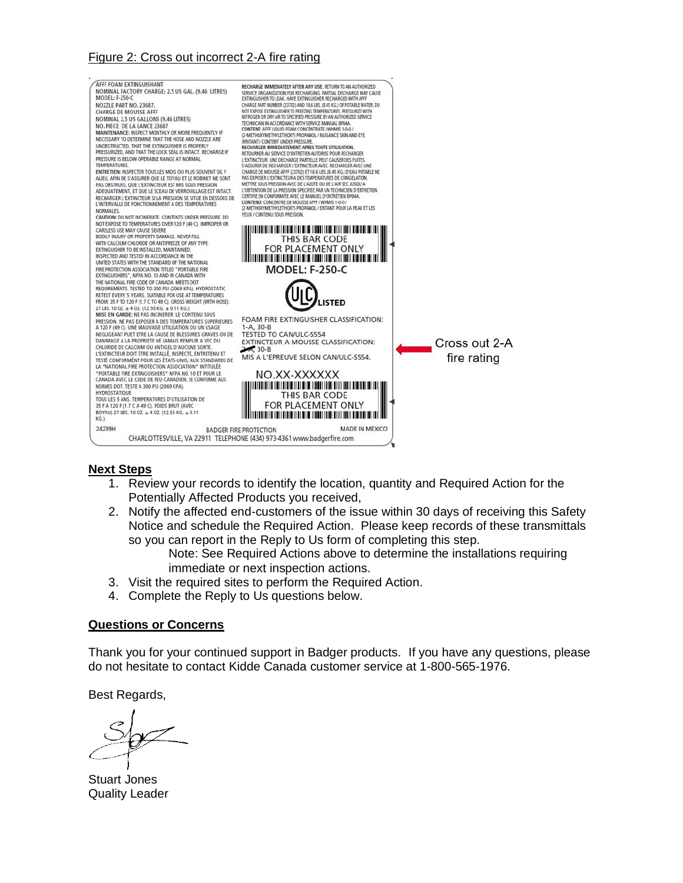Figure 2: Cross out incorrect 2-A fire rating

AFFF FOAM EXTINGUISHANT
NOMINAL FACTORY CHARGE: 2.5 US GAL. (9.46 LITRES)
MODEL: F-250-C
NOZZLE PART NO. 23687.
CHARGE DE MOUSSE AFFF
NOMINAL 2.5 US GALLONS (9.46 LITRES)
NO. PIECE DE LA LANCE 23687
MAINTENANCE: INSPECT MONTHLY OR MORE FREQUENTLY IF NECESSARY TO DETERMINE THAT THE HOSE AND NOZZLE ARE UNOBSTRUCTED, THAT THE EXTINGUISHER IS PROPERLY PRESSURIZED, AND THAT THE LOCK SEAL IS INTACT. RECHARGE IF PRESSURE IS BELOW OPERABLE RANGE AT NORMAL TEMPERATURES.
ENTRETIEN: INSPECTER TOUS LES MOIS OU PLUS SOUVENT SIL Y ALIEU, AFIN DE S'ASSURER QUE LE TOYAU ET LE ROBINET NE SONT PAS OBSTRUES, QUE L'EXTINCTEUR EST MIS SOUS PRESSION ADEQUATEMENT, ET QUE LE SCEAU DE VERROUILLAGE EST INTACT. RECHARGER L'EXTINCTEUR SI LA PRESSION SE SITUE EN DESSOUS DE L'INTERVALLE DE FONCTIONNEMENT A DES TEMPERATURES NORMALES.
CAUTION: DO NOT INCINERATE. CONTENTS UNDER PRESSURE. DO NOT EXPOSE TO TEMPERATURES OVER 120 F (49 C). IMPROPER OR CARELESS USE MAY CAUSE SEVERE BODILY INJURY OR PROPERTY DAMAGE. NEVER FILL WITH CALCIUM CHLORIDE OR ANTIFREEZE OF ANY TYPE. EXTINGUISHER TO BE INSTALLED, MAINTAINED, INSPECTED AND TESTED IN ACCORDANCE IN THE UNITED STATES WITH THE STANDARD OF THE NATIONAL FIRE PROTECTION ASSOCIATION TITLED "PORTABLE FIRE EXTINGUISHERS", NFPA NO. 10 AND IN CANADA WITH THE NATIONAL FIRE CODE OF CANADA. MEETS DOT REQUIREMENTS. TESTED TO 300 PSI (2069 KPA). HYDROSTATIC RETEST EVERY 5 YEARS. SUITABLE FOR USE AT TEMPERATURES FROM: 35 F TO 120 F (1.7 C TO 49 C). GROSS WEIGHT (WITH HOSE): 27 LBS. 10 OZ. ± 4 OZ. (12.55 KG. ± 0.11 KG.)
MISE EN GARDE: NE PAS INCINERER. LE CONTENU SOUS PRESSION. NE PAS EXPOSER A DES TEMPERATURES SUPERIEURES A 120 F (49 C). UNE MAUVAISE UTILISATION OU UN USAGE NEGLIGEANT PUET ETRE LA CAUSE DE BLESSURES GRAVES OU DE DAMMAGE A LA PROPRIETE NE JAMAIS REMPLIR A VEC DU CHLORIDE DE CALCIUM OU ANTIGEL D'AUCUNE SORTE. L'EXTINCTEUR DOIT ÊTRE INSTALLÉ, INSPECTÉ, ENTRETENU ET TESTÉ CONFORMÉMENT POUR LES ÉTATS-UNIS; AUX STANDARDS DE LA "NATIONAL FIRE PROTECTION ASSOCIATION" INTITULÉE "PORTABLE FIRE EXTINGUISHERS" NFPA NO. 10 ET POUR LE CANADA AVEC LE CODE DE FEU CANADIEN. SE CONFORME AUX NORMES DOT. TESTE A 300 PSI (2069 KPA).
HYDROSTATIQUE
TOUS LES 5 ANS. TEMPERATURES D'UTILISATION DE 35 F A 120 F (1.7 C A 49 C). POIDS BRUT (AVEC BOYAU) 27 LBS. 10 OZ. ± 4 OZ. (12.55 KG. ± 0.11 KG.)

RECHARGE IMMEDIATELY AFTER ANY USE. RETURN TO AN AUTHORIZED SERVICE ORGANIZATION FOR RECHARGING. PARTIAL DISCHARGE MAY CAUSE EXTINGUISHER TO LEAK. HAVE EXTINGUISHER RECHARGED WITH AFFF CHARGE PART NUMBER (23702) AND 18.6 LBS. (8.45 KG.) OF POTABLE WATER. DO NOT EXPOSE EXTINGUISHER TO FREEZING TEMPERATURES. PRESSURIZE WITH NITROGEN OR DRY AIR TO SPECIFIED PRESSURE BY AN AUTHORIZED SERVICE TECHNICIAN IN ACCORDANCE WITH SERVICE MANUAL BP84A.
CONTENT: AFFF LIQUID FOAM CONCENTRATE / WHMIS 1-0-0 / (2-METHOXYMETHYLETHOXY) PROPANOL / NUISANCE SKIN AND EYE IRRITANT / CONTENT UNDER PRESSURE.
RECHARGER IMMEDIATEMENT APRES TOUTE UTILISATION.
RETOURNER AU SERVICE D'ENTRETIEN AUTORISE POUR RECHARGER L'EXTINCTEUR. UNE DECHARGE PARTIELLE PEUT CAUSER DES FUITES. S'ASSURER DE RECHARGER L'EXTINCTEUR AVEC. RECHARGER AVEC UNE CHARGE DE MOUSSE AFFF (23702) ET 18.6 LBS. (8.45 KG.) D'EAU POTABLE NE PAS EXPOSER L'EXTINCTEUR A DES TEMPERATURES DE CONGELATION. METTRE SOUS PRESSION AVIC DE L'AZOTE OU DE L'AIR SEC JUSQU'A L'OBTENTION DE LA PRESSION SPECIFIEE PAR UN TECHNICIEN D'ENTRETIEN CERTIFIE EN CONFORMITE AVEC LE MANUEL D'ENTRETIEN BP84A.
CONTENU: CONCENTRE DE MOUSSE AFFF / WHMIS 1-0-0 / (2-METHOXYMETHYLETHOXY) PROPANOL / ERITANT POUR LA PEAU ET LES YEUX / CONTENU SOUS PRESSION.

THIS BAR CODE FOR PLACEMENT ONLY

MODEL: F-250-C

UL C LISTED

FOAM FIRE EXTINGUISHER CLASSIFICATION: 1-A, 30-B
TESTED TO CAN/ULC-S554
EXTINCTEUR A MOUSSE CLASSIFICATION: ~~2-A~~, 30-B
MIS A L'EPREUVE SELON CAN/ULC-S554.

NO.XX-XXXXXX

THIS BAR CODE FOR PLACEMENT ONLY

24239H BADGER FIRE PROTECTION MADE IN MEXICO
CHARLOTTESVILLE, VA 22911 TELEPHONE (434) 973-4361 www.badgerfire.com

Cross out 2-A fire rating

## Next Steps

1. Review your records to identify the location, quantity and Required Action for the Potentially Affected Products you received,
2. Notify the affected end-customers of the issue within 30 days of receiving this Safety Notice and schedule the Required Action. Please keep records of these transmittals so you can report in the Reply to Us form of completing this step.
   Note: See Required Actions above to determine the installations requiring immediate or next inspection actions.
3. Visit the required sites to perform the Required Action.
4. Complete the Reply to Us questions below.

## Questions or Concerns

Thank you for your continued support in Badger products. If you have any questions, please do not hesitate to contact Kidde Canada customer service at 1-800-565-1976.

Best Regards,

Stuart Jones
Quality Leader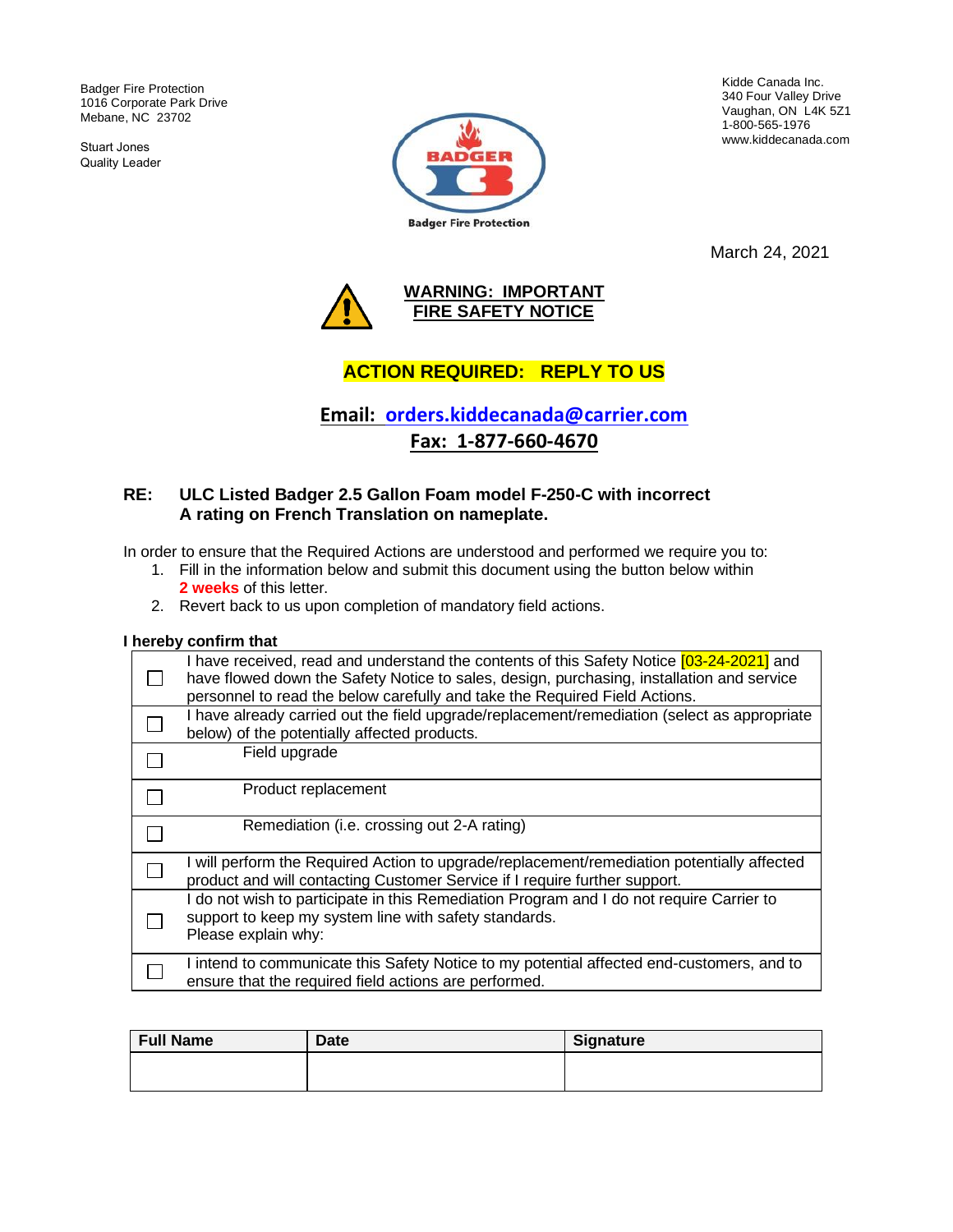Badger Fire Protection
1016 Corporate Park Drive
Mebane, NC 23702

Stuart Jones
Quality Leader

Badger Fire Protection

Kidde Canada Inc.
340 Four Valley Drive
Vaughan, ON L4K 5Z1
1-800-565-1976
www.kiddecanada.com

March 24, 2021

**WARNING: IMPORTANT**
**FIRE SAFETY NOTICE**

**ACTION REQUIRED: REPLY TO US**

**Email: orders.kiddecanada@carrier.com**
**Fax: 1-877-660-4670**

**RE: ULC Listed Badger 2.5 Gallon Foam model F-250-C with incorrect A rating on French Translation on nameplate.**

In order to ensure that the Required Actions are understood and performed we require you to:

1. Fill in the information below and submit this document using the button below within **2 weeks** of this letter.
2. Revert back to us upon completion of mandatory field actions.

**I hereby confirm that**

| | |
|---|---|
| ☐ | I have received, read and understand the contents of this Safety Notice [03-24-2021] and have flowed down the Safety Notice to sales, design, purchasing, installation and service personnel to read the below carefully and take the Required Field Actions. |
| ☐ | I have already carried out the field upgrade/replacement/remediation (select as appropriate below) of the potentially affected products. |
| ☐ | Field upgrade |
| ☐ | Product replacement |
| ☐ | Remediation (i.e. crossing out 2-A rating) |
| ☐ | I will perform the Required Action to upgrade/replacement/remediation potentially affected product and will contacting Customer Service if I require further support. |
| ☐ | I do not wish to participate in this Remediation Program and I do not require Carrier to support to keep my system line with safety standards. Please explain why: |
| ☐ | I intend to communicate this Safety Notice to my potential affected end-customers, and to ensure that the required field actions are performed. |

| Full Name | Date | Signature |
|---|---|---|
| | | |